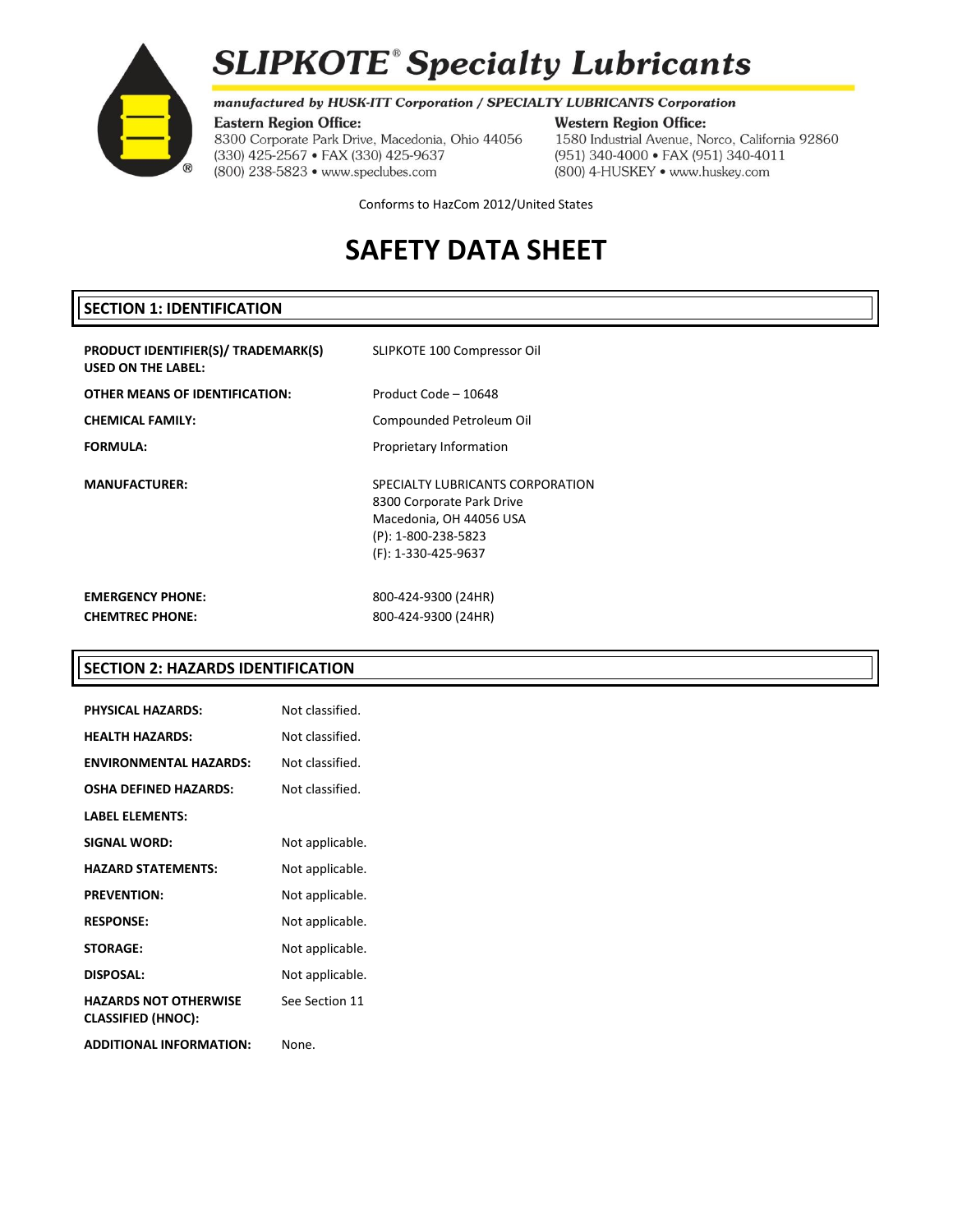# SLIPKOTE® Specialty Lubricants

*manufactured by HUSK-ITT Corporation / SPECIALTY LUBRICANTS Corporation*

**Eastern Region Office:**
8300 Corporate Park Drive, Macedonia, Ohio 44056
(330) 425-2567 • FAX (330) 425-9637
(800) 238-5823 • www.speclubes.com

**Western Region Office:**
1580 Industrial Avenue, Norco, California 92860
(951) 340-4000 • FAX (951) 340-4011
(800) 4-HUSKEY • www.huskey.com

Conforms to HazCom 2012/United States

# SAFETY DATA SHEET

## SECTION 1: IDENTIFICATION

**PRODUCT IDENTIFIER(S)/ TRADEMARK(S) USED ON THE LABEL:** SLIPKOTE 100 Compressor Oil

**OTHER MEANS OF IDENTIFICATION:** Product Code – 10648

**CHEMICAL FAMILY:** Compounded Petroleum Oil

**FORMULA:** Proprietary Information

**MANUFACTURER:**
SPECIALTY LUBRICANTS CORPORATION
8300 Corporate Park Drive
Macedonia, OH 44056 USA
(P): 1-800-238-5823
(F): 1-330-425-9637

**EMERGENCY PHONE:** 800-424-9300 (24HR)

**CHEMTREC PHONE:** 800-424-9300 (24HR)

## SECTION 2: HAZARDS IDENTIFICATION

**PHYSICAL HAZARDS:** Not classified.

**HEALTH HAZARDS:** Not classified.

**ENVIRONMENTAL HAZARDS:** Not classified.

**OSHA DEFINED HAZARDS:** Not classified.

**LABEL ELEMENTS:**

**SIGNAL WORD:** Not applicable.

**HAZARD STATEMENTS:** Not applicable.

**PREVENTION:** Not applicable.

**RESPONSE:** Not applicable.

**STORAGE:** Not applicable.

**DISPOSAL:** Not applicable.

**HAZARDS NOT OTHERWISE CLASSIFIED (HNOC):** See Section 11

**ADDITIONAL INFORMATION:** None.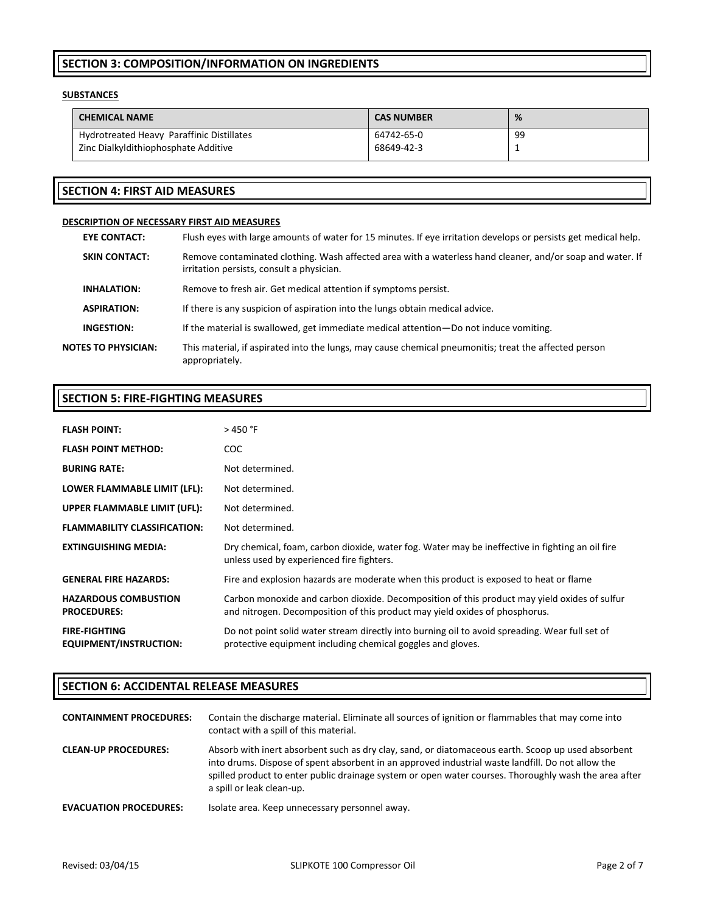## SECTION 3: COMPOSITION/INFORMATION ON INGREDIENTS

**SUBSTANCES**

| CHEMICAL NAME | CAS NUMBER | % |
|---|---|---|
| Hydrotreated Heavy Paraffinic Distillates | 64742-65-0 | 99 |
| Zinc Dialkyldithiophosphate Additive | 68649-42-3 | 1 |

## SECTION 4: FIRST AID MEASURES

**DESCRIPTION OF NECESSARY FIRST AID MEASURES**

**EYE CONTACT:** Flush eyes with large amounts of water for 15 minutes. If eye irritation develops or persists get medical help.

**SKIN CONTACT:** Remove contaminated clothing. Wash affected area with a waterless hand cleaner, and/or soap and water. If irritation persists, consult a physician.

**INHALATION:** Remove to fresh air. Get medical attention if symptoms persist.

**ASPIRATION:** If there is any suspicion of aspiration into the lungs obtain medical advice.

**INGESTION:** If the material is swallowed, get immediate medical attention—Do not induce vomiting.

**NOTES TO PHYSICIAN:** This material, if aspirated into the lungs, may cause chemical pneumonitis; treat the affected person appropriately.

## SECTION 5: FIRE-FIGHTING MEASURES

**FLASH POINT:** > 450 °F

**FLASH POINT METHOD:** COC

**BURING RATE:** Not determined.

**LOWER FLAMMABLE LIMIT (LFL):** Not determined.

**UPPER FLAMMABLE LIMIT (UFL):** Not determined.

**FLAMMABILITY CLASSIFICATION:** Not determined.

**EXTINGUISHING MEDIA:** Dry chemical, foam, carbon dioxide, water fog. Water may be ineffective in fighting an oil fire unless used by experienced fire fighters.

**GENERAL FIRE HAZARDS:** Fire and explosion hazards are moderate when this product is exposed to heat or flame

**HAZARDOUS COMBUSTION PROCEDURES:** Carbon monoxide and carbon dioxide. Decomposition of this product may yield oxides of sulfur and nitrogen. Decomposition of this product may yield oxides of phosphorus.

**FIRE-FIGHTING EQUIPMENT/INSTRUCTION:** Do not point solid water stream directly into burning oil to avoid spreading. Wear full set of protective equipment including chemical goggles and gloves.

## SECTION 6: ACCIDENTAL RELEASE MEASURES

**CONTAINMENT PROCEDURES:** Contain the discharge material. Eliminate all sources of ignition or flammables that may come into contact with a spill of this material.

**CLEAN-UP PROCEDURES:** Absorb with inert absorbent such as dry clay, sand, or diatomaceous earth. Scoop up used absorbent into drums. Dispose of spent absorbent in an approved industrial waste landfill. Do not allow the spilled product to enter public drainage system or open water courses. Thoroughly wash the area after a spill or leak clean-up.

**EVACUATION PROCEDURES:** Isolate area. Keep unnecessary personnel away.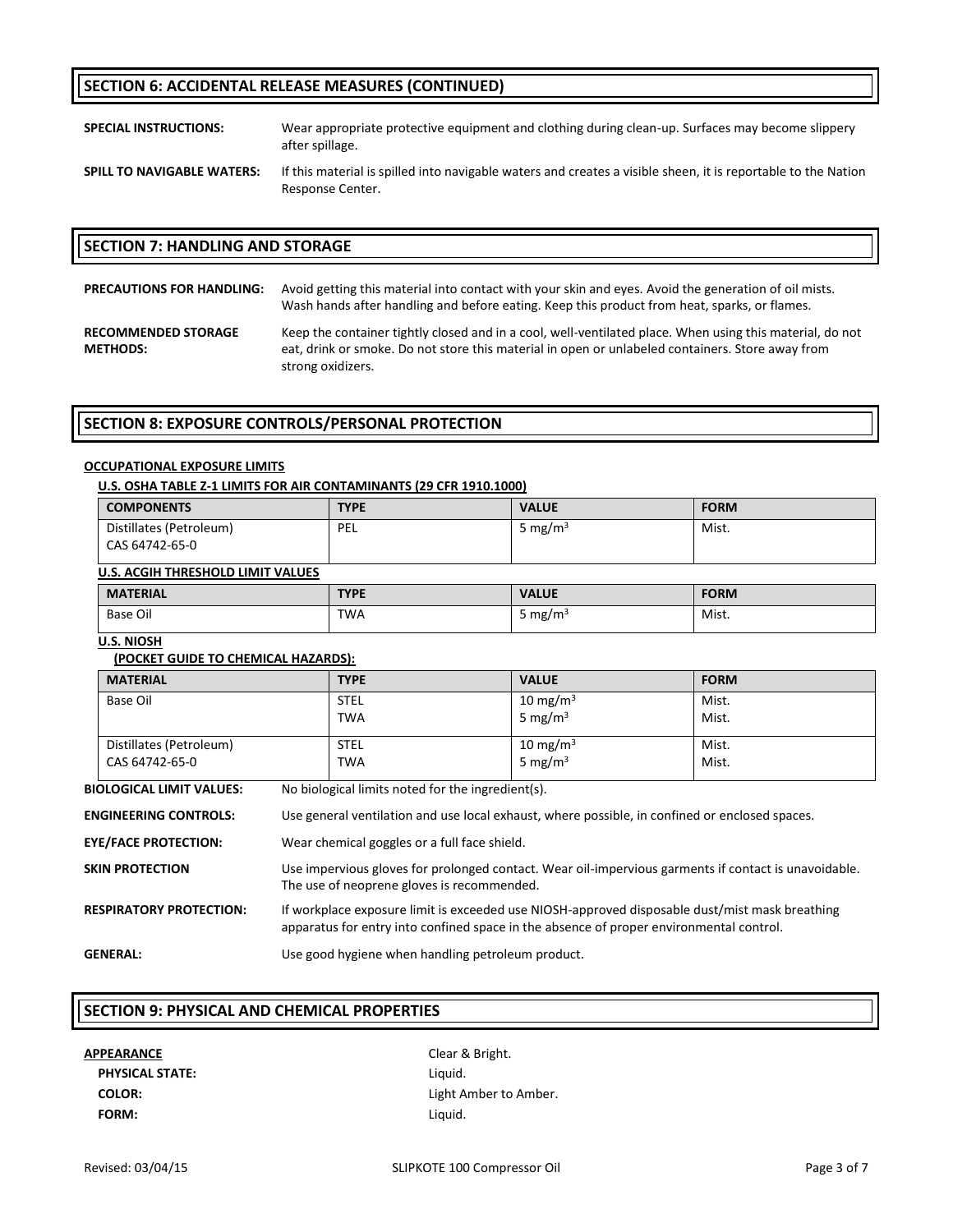## SECTION 6: ACCIDENTAL RELEASE MEASURES (CONTINUED)

**SPECIAL INSTRUCTIONS:** Wear appropriate protective equipment and clothing during clean-up. Surfaces may become slippery after spillage.

**SPILL TO NAVIGABLE WATERS:** If this material is spilled into navigable waters and creates a visible sheen, it is reportable to the Nation Response Center.

## SECTION 7: HANDLING AND STORAGE

**PRECAUTIONS FOR HANDLING:** Avoid getting this material into contact with your skin and eyes. Avoid the generation of oil mists. Wash hands after handling and before eating. Keep this product from heat, sparks, or flames.

**RECOMMENDED STORAGE METHODS:** Keep the container tightly closed and in a cool, well-ventilated place. When using this material, do not eat, drink or smoke. Do not store this material in open or unlabeled containers. Store away from strong oxidizers.

## SECTION 8: EXPOSURE CONTROLS/PERSONAL PROTECTION

**OCCUPATIONAL EXPOSURE LIMITS**

**U.S. OSHA TABLE Z-1 LIMITS FOR AIR CONTAMINANTS (29 CFR 1910.1000)**

| COMPONENTS | TYPE | VALUE | FORM |
|---|---|---|---|
| Distillates (Petroleum) CAS 64742-65-0 | PEL | 5 $mg/m^3$ | Mist. |

**U.S. ACGIH THRESHOLD LIMIT VALUES**

| MATERIAL | TYPE | VALUE | FORM |
|---|---|---|---|
| Base Oil | TWA | 5 $mg/m^3$ | Mist. |

**U.S. NIOSH (POCKET GUIDE TO CHEMICAL HAZARDS):**

| MATERIAL | TYPE | VALUE | FORM |
|---|---|---|---|
| Base Oil | STEL<br>TWA | 10 $mg/m^3$<br>5 $mg/m^3$ | Mist.<br>Mist. |
| Distillates (Petroleum) CAS 64742-65-0 | STEL<br>TWA | 10 $mg/m^3$<br>5 $mg/m^3$ | Mist.<br>Mist. |

**BIOLOGICAL LIMIT VALUES:** No biological limits noted for the ingredient(s).

**ENGINEERING CONTROLS:** Use general ventilation and use local exhaust, where possible, in confined or enclosed spaces.

**EYE/FACE PROTECTION:** Wear chemical goggles or a full face shield.

**SKIN PROTECTION** Use impervious gloves for prolonged contact. Wear oil-impervious garments if contact is unavoidable. The use of neoprene gloves is recommended.

**RESPIRATORY PROTECTION:** If workplace exposure limit is exceeded use NIOSH-approved disposable dust/mist mask breathing apparatus for entry into confined space in the absence of proper environmental control.

**GENERAL:** Use good hygiene when handling petroleum product.

## SECTION 9: PHYSICAL AND CHEMICAL PROPERTIES

**APPEARANCE** Clear & Bright.

**PHYSICAL STATE:** Liquid.

**COLOR:** Light Amber to Amber.

**FORM:** Liquid.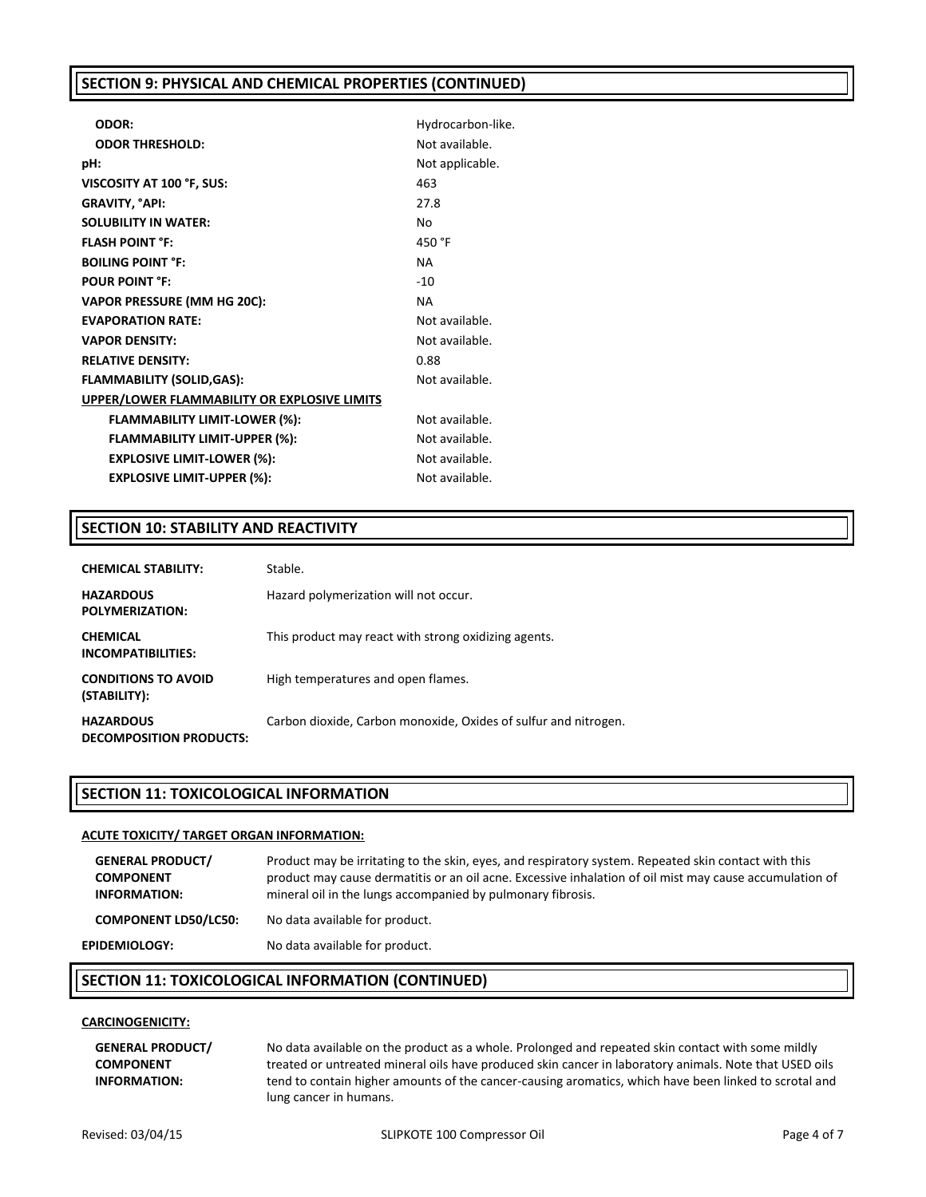## SECTION 9: PHYSICAL AND CHEMICAL PROPERTIES (CONTINUED)

| | |
|---|---|
| **ODOR:** | Hydrocarbon-like. |
| **ODOR THRESHOLD:** | Not available. |
| **pH:** | Not applicable. |
| **VISCOSITY AT 100 °F, SUS:** | 463 |
| **GRAVITY, °API:** | 27.8 |
| **SOLUBILITY IN WATER:** | No |
| **FLASH POINT °F:** | 450 °F |
| **BOILING POINT °F:** | NA |
| **POUR POINT °F:** | -10 |
| **VAPOR PRESSURE (MM HG 20C):** | NA |
| **EVAPORATION RATE:** | Not available. |
| **VAPOR DENSITY:** | Not available. |
| **RELATIVE DENSITY:** | 0.88 |
| **FLAMMABILITY (SOLID,GAS):** | Not available. |
| **UPPER/LOWER FLAMMABILITY OR EXPLOSIVE LIMITS** | |
| **FLAMMABILITY LIMIT-LOWER (%):** | Not available. |
| **FLAMMABILITY LIMIT-UPPER (%):** | Not available. |
| **EXPLOSIVE LIMIT-LOWER (%):** | Not available. |
| **EXPLOSIVE LIMIT-UPPER (%):** | Not available. |

## SECTION 10: STABILITY AND REACTIVITY

| | |
|---|---|
| **CHEMICAL STABILITY:** | Stable. |
| **HAZARDOUS POLYMERIZATION:** | Hazard polymerization will not occur. |
| **CHEMICAL INCOMPATIBILITIES:** | This product may react with strong oxidizing agents. |
| **CONDITIONS TO AVOID (STABILITY):** | High temperatures and open flames. |
| **HAZARDOUS DECOMPOSITION PRODUCTS:** | Carbon dioxide, Carbon monoxide, Oxides of sulfur and nitrogen. |

## SECTION 11: TOXICOLOGICAL INFORMATION

**ACUTE TOXICITY/ TARGET ORGAN INFORMATION:**

| | |
|---|---|
| **GENERAL PRODUCT/ COMPONENT INFORMATION:** | Product may be irritating to the skin, eyes, and respiratory system. Repeated skin contact with this product may cause dermatitis or an oil acne. Excessive inhalation of oil mist may cause accumulation of mineral oil in the lungs accompanied by pulmonary fibrosis. |
| **COMPONENT LD50/LC50:** | No data available for product. |
| **EPIDEMIOLOGY:** | No data available for product. |

## SECTION 11: TOXICOLOGICAL INFORMATION (CONTINUED)

**CARCINOGENICITY:**

| | |
|---|---|
| **GENERAL PRODUCT/ COMPONENT INFORMATION:** | No data available on the product as a whole. Prolonged and repeated skin contact with some mildly treated or untreated mineral oils have produced skin cancer in laboratory animals. Note that USED oils tend to contain higher amounts of the cancer-causing aromatics, which have been linked to scrotal and lung cancer in humans. |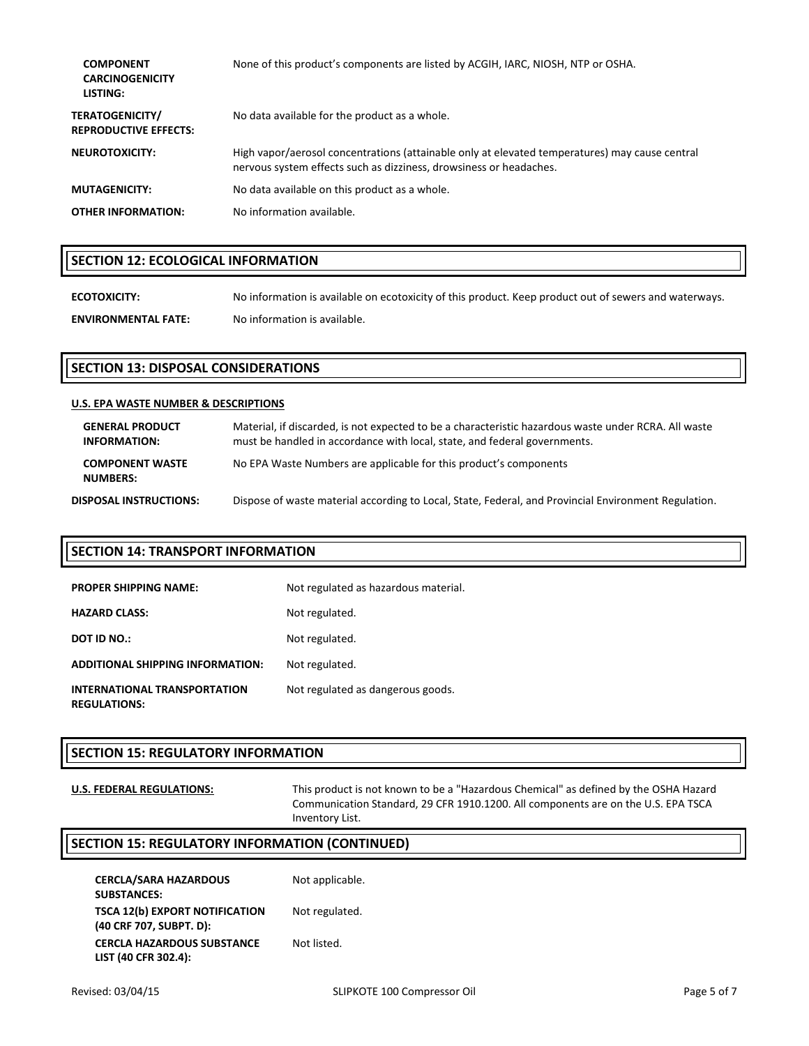| | |
|---|---|
| **COMPONENT CARCINOGENICITY LISTING:** | None of this product's components are listed by ACGIH, IARC, NIOSH, NTP or OSHA. |
| **TERATOGENICITY/ REPRODUCTIVE EFFECTS:** | No data available for the product as a whole. |
| **NEUROTOXICITY:** | High vapor/aerosol concentrations (attainable only at elevated temperatures) may cause central nervous system effects such as dizziness, drowsiness or headaches. |
| **MUTAGENICITY:** | No data available on this product as a whole. |
| **OTHER INFORMATION:** | No information available. |

## SECTION 12: ECOLOGICAL INFORMATION

| | |
|---|---|
| **ECOTOXICITY:** | No information is available on ecotoxicity of this product. Keep product out of sewers and waterways. |
| **ENVIRONMENTAL FATE:** | No information is available. |

## SECTION 13: DISPOSAL CONSIDERATIONS

**U.S. EPA WASTE NUMBER & DESCRIPTIONS**

| | |
|---|---|
| **GENERAL PRODUCT INFORMATION:** | Material, if discarded, is not expected to be a characteristic hazardous waste under RCRA. All waste must be handled in accordance with local, state, and federal governments. |
| **COMPONENT WASTE NUMBERS:** | No EPA Waste Numbers are applicable for this product's components |
| **DISPOSAL INSTRUCTIONS:** | Dispose of waste material according to Local, State, Federal, and Provincial Environment Regulation. |

## SECTION 14: TRANSPORT INFORMATION

| | |
|---|---|
| **PROPER SHIPPING NAME:** | Not regulated as hazardous material. |
| **HAZARD CLASS:** | Not regulated. |
| **DOT ID NO.:** | Not regulated. |
| **ADDITIONAL SHIPPING INFORMATION:** | Not regulated. |
| **INTERNATIONAL TRANSPORTATION REGULATIONS:** | Not regulated as dangerous goods. |

## SECTION 15: REGULATORY INFORMATION

**U.S. FEDERAL REGULATIONS:** This product is not known to be a "Hazardous Chemical" as defined by the OSHA Hazard Communication Standard, 29 CFR 1910.1200. All components are on the U.S. EPA TSCA Inventory List.

## SECTION 15: REGULATORY INFORMATION (CONTINUED)

| | |
|---|---|
| **CERCLA/SARA HAZARDOUS SUBSTANCES:** | Not applicable. |
| **TSCA 12(b) EXPORT NOTIFICATION (40 CRF 707, SUBPT. D):** | Not regulated. |
| **CERCLA HAZARDOUS SUBSTANCE LIST (40 CFR 302.4):** | Not listed. |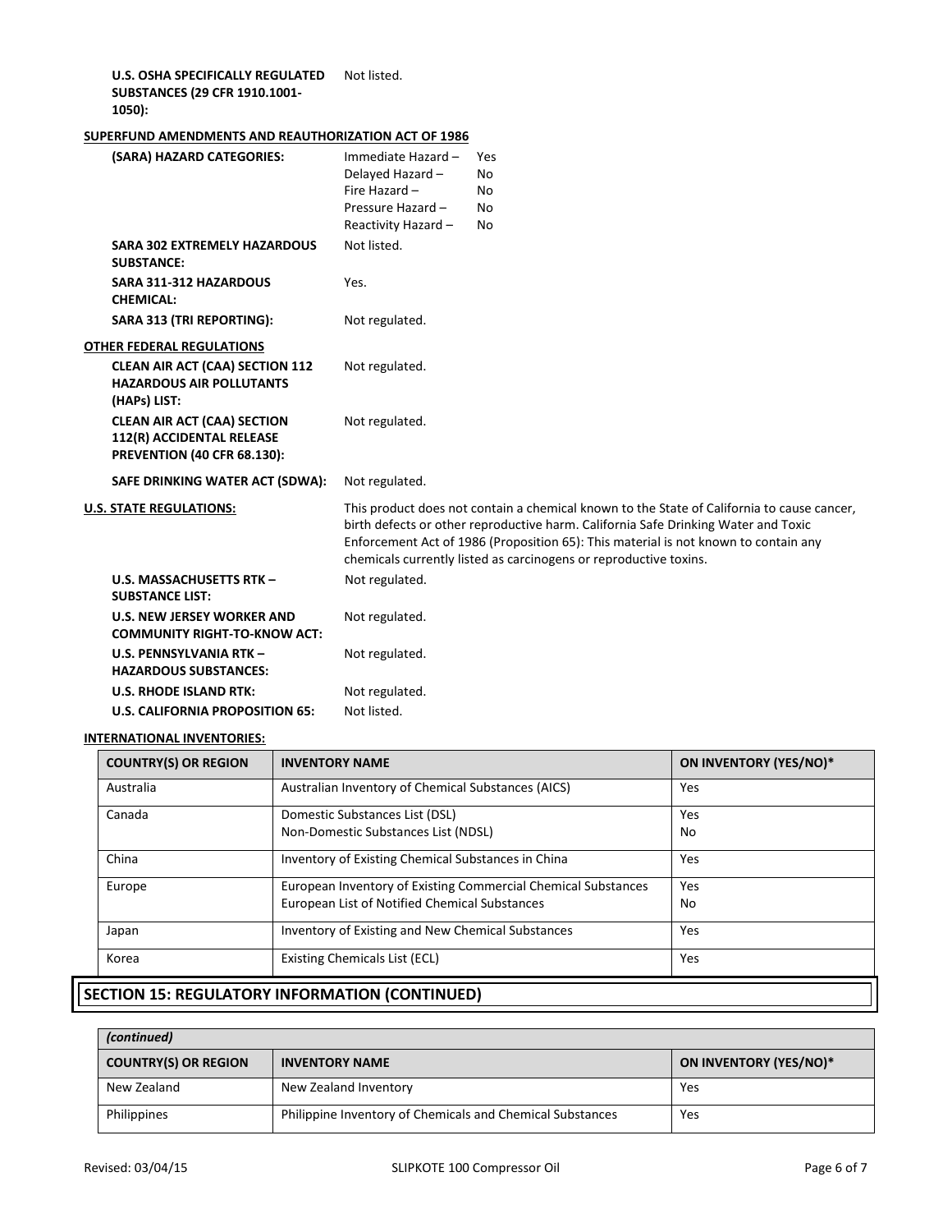**U.S. OSHA SPECIFICALLY REGULATED SUBSTANCES (29 CFR 1910.1001-1050):** Not listed.

**SUPERFUND AMENDMENTS AND REAUTHORIZATION ACT OF 1986**

**(SARA) HAZARD CATEGORIES:**

| | |
|---|---|
| Immediate Hazard – | Yes |
| Delayed Hazard – | No |
| Fire Hazard – | No |
| Pressure Hazard – | No |
| Reactivity Hazard – | No |

**SARA 302 EXTREMELY HAZARDOUS SUBSTANCE:** Not listed.

**SARA 311-312 HAZARDOUS CHEMICAL:** Yes.

**SARA 313 (TRI REPORTING):** Not regulated.

**OTHER FEDERAL REGULATIONS**

**CLEAN AIR ACT (CAA) SECTION 112 HAZARDOUS AIR POLLUTANTS (HAPs) LIST:** Not regulated.

**CLEAN AIR ACT (CAA) SECTION 112(R) ACCIDENTAL RELEASE PREVENTION (40 CFR 68.130):** Not regulated.

**SAFE DRINKING WATER ACT (SDWA):** Not regulated.

**U.S. STATE REGULATIONS:** This product does not contain a chemical known to the State of California to cause cancer, birth defects or other reproductive harm. California Safe Drinking Water and Toxic Enforcement Act of 1986 (Proposition 65): This material is not known to contain any chemicals currently listed as carcinogens or reproductive toxins.

**U.S. MASSACHUSETTS RTK – SUBSTANCE LIST:** Not regulated.

**U.S. NEW JERSEY WORKER AND COMMUNITY RIGHT-TO-KNOW ACT:** Not regulated.

**U.S. PENNSYLVANIA RTK – HAZARDOUS SUBSTANCES:** Not regulated.

**U.S. RHODE ISLAND RTK:** Not regulated.

**U.S. CALIFORNIA PROPOSITION 65:** Not listed.

**INTERNATIONAL INVENTORIES:**

| COUNTRY(S) OR REGION | INVENTORY NAME | ON INVENTORY (YES/NO)* |
|---|---|---|
| Australia | Australian Inventory of Chemical Substances (AICS) | Yes |
| Canada | Domestic Substances List (DSL)<br>Non-Domestic Substances List (NDSL) | Yes<br>No |
| China | Inventory of Existing Chemical Substances in China | Yes |
| Europe | European Inventory of Existing Commercial Chemical Substances<br>European List of Notified Chemical Substances | Yes<br>No |
| Japan | Inventory of Existing and New Chemical Substances | Yes |
| Korea | Existing Chemicals List (ECL) | Yes |

## SECTION 15: REGULATORY INFORMATION (CONTINUED)

*(continued)*

| COUNTRY(S) OR REGION | INVENTORY NAME | ON INVENTORY (YES/NO)* |
|---|---|---|
| New Zealand | New Zealand Inventory | Yes |
| Philippines | Philippine Inventory of Chemicals and Chemical Substances | Yes |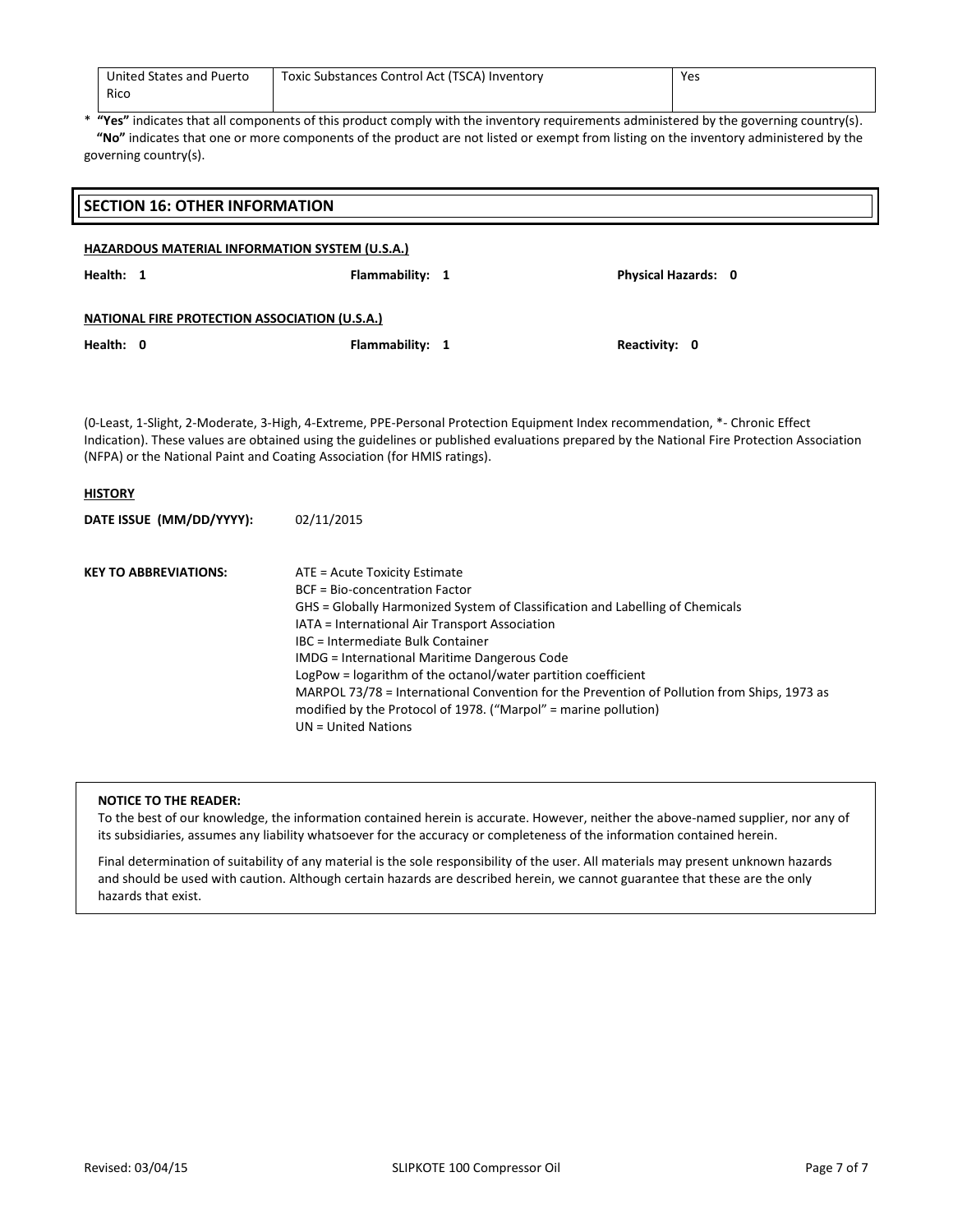| | | |
|---|---|---|
| United States and Puerto Rico | Toxic Substances Control Act (TSCA) Inventory | Yes |

* **"Yes"** indicates that all components of this product comply with the inventory requirements administered by the governing country(s).
**"No"** indicates that one or more components of the product are not listed or exempt from listing on the inventory administered by the governing country(s).

## SECTION 16: OTHER INFORMATION

**HAZARDOUS MATERIAL INFORMATION SYSTEM (U.S.A.)**

**Health: 1** **Flammability: 1** **Physical Hazards: 0**

**NATIONAL FIRE PROTECTION ASSOCIATION (U.S.A.)**

**Health: 0** **Flammability: 1** **Reactivity: 0**

(0-Least, 1-Slight, 2-Moderate, 3-High, 4-Extreme, PPE-Personal Protection Equipment Index recommendation, *- Chronic Effect Indication). These values are obtained using the guidelines or published evaluations prepared by the National Fire Protection Association (NFPA) or the National Paint and Coating Association (for HMIS ratings).

**HISTORY**

**DATE ISSUE (MM/DD/YYYY):** 02/11/2015

**KEY TO ABBREVIATIONS:**
ATE = Acute Toxicity Estimate
BCF = Bio-concentration Factor
GHS = Globally Harmonized System of Classification and Labelling of Chemicals
IATA = International Air Transport Association
IBC = Intermediate Bulk Container
IMDG = International Maritime Dangerous Code
LogPow = logarithm of the octanol/water partition coefficient
MARPOL 73/78 = International Convention for the Prevention of Pollution from Ships, 1973 as modified by the Protocol of 1978. ("Marpol" = marine pollution)
UN = United Nations

**NOTICE TO THE READER:**

To the best of our knowledge, the information contained herein is accurate. However, neither the above-named supplier, nor any of its subsidiaries, assumes any liability whatsoever for the accuracy or completeness of the information contained herein.

Final determination of suitability of any material is the sole responsibility of the user. All materials may present unknown hazards and should be used with caution. Although certain hazards are described herein, we cannot guarantee that these are the only hazards that exist.